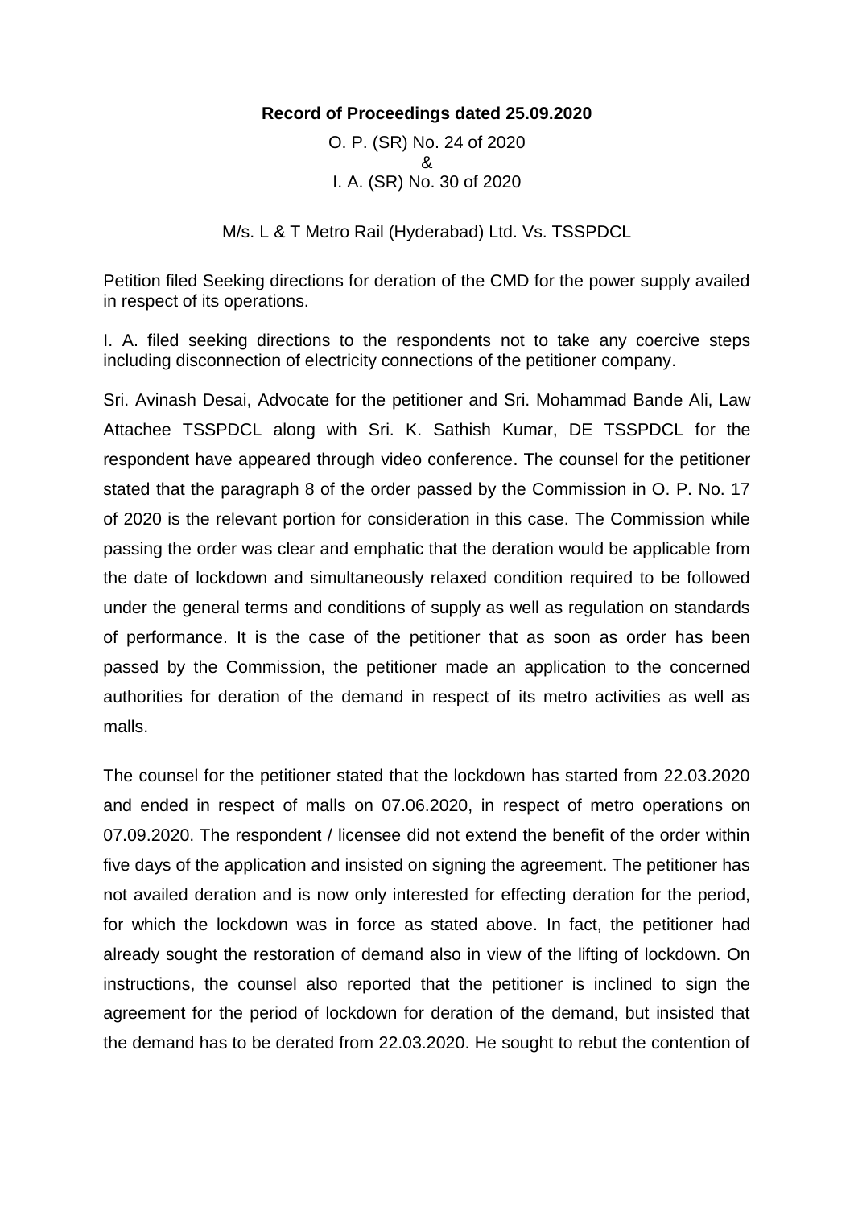**Record of Proceedings dated 25.09.2020**

O. P. (SR) No. 24 of 2020
&
I. A. (SR) No. 30 of 2020

M/s. L & T Metro Rail (Hyderabad) Ltd. Vs. TSSPDCL

Petition filed Seeking directions for deration of the CMD for the power supply availed in respect of its operations.

I. A. filed seeking directions to the respondents not to take any coercive steps including disconnection of electricity connections of the petitioner company.

Sri. Avinash Desai, Advocate for the petitioner and Sri. Mohammad Bande Ali, Law Attachee TSSPDCL along with Sri. K. Sathish Kumar, DE TSSPDCL for the respondent have appeared through video conference. The counsel for the petitioner stated that the paragraph 8 of the order passed by the Commission in O. P. No. 17 of 2020 is the relevant portion for consideration in this case. The Commission while passing the order was clear and emphatic that the deration would be applicable from the date of lockdown and simultaneously relaxed condition required to be followed under the general terms and conditions of supply as well as regulation on standards of performance. It is the case of the petitioner that as soon as order has been passed by the Commission, the petitioner made an application to the concerned authorities for deration of the demand in respect of its metro activities as well as malls.

The counsel for the petitioner stated that the lockdown has started from 22.03.2020 and ended in respect of malls on 07.06.2020, in respect of metro operations on 07.09.2020. The respondent / licensee did not extend the benefit of the order within five days of the application and insisted on signing the agreement. The petitioner has not availed deration and is now only interested for effecting deration for the period, for which the lockdown was in force as stated above. In fact, the petitioner had already sought the restoration of demand also in view of the lifting of lockdown. On instructions, the counsel also reported that the petitioner is inclined to sign the agreement for the period of lockdown for deration of the demand, but insisted that the demand has to be derated from 22.03.2020. He sought to rebut the contention of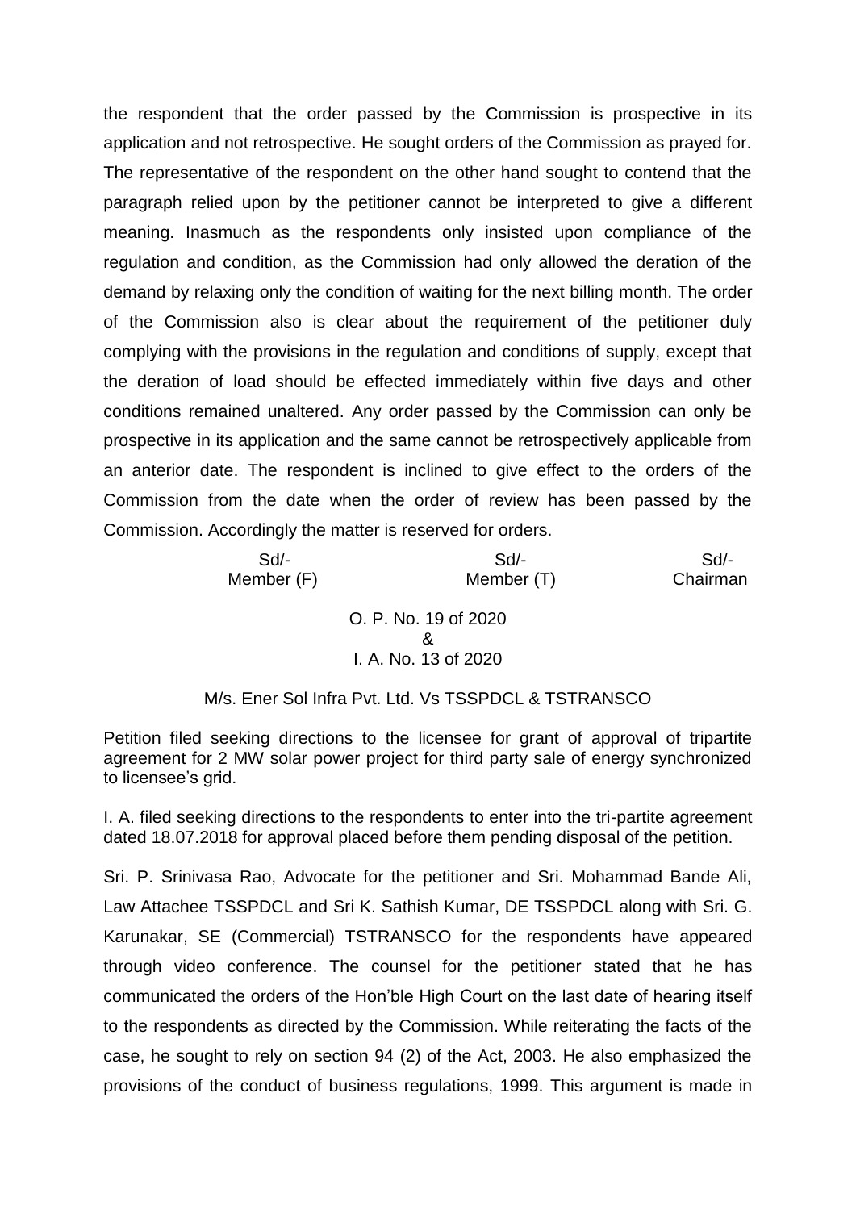the respondent that the order passed by the Commission is prospective in its application and not retrospective. He sought orders of the Commission as prayed for. The representative of the respondent on the other hand sought to contend that the paragraph relied upon by the petitioner cannot be interpreted to give a different meaning. Inasmuch as the respondents only insisted upon compliance of the regulation and condition, as the Commission had only allowed the deration of the demand by relaxing only the condition of waiting for the next billing month. The order of the Commission also is clear about the requirement of the petitioner duly complying with the provisions in the regulation and conditions of supply, except that the deration of load should be effected immediately within five days and other conditions remained unaltered. Any order passed by the Commission can only be prospective in its application and the same cannot be retrospectively applicable from an anterior date. The respondent is inclined to give effect to the orders of the Commission from the date when the order of review has been passed by the Commission. Accordingly the matter is reserved for orders.

| Sd/- | Sd/- | Sd/- |
|---|---|---|
| Member (F) | Member (T) | Chairman |

O. P. No. 19 of 2020
&
I. A. No. 13 of 2020

M/s. Ener Sol Infra Pvt. Ltd. Vs TSSPDCL & TSTRANSCO

Petition filed seeking directions to the licensee for grant of approval of tripartite agreement for 2 MW solar power project for third party sale of energy synchronized to licensee's grid.

I. A. filed seeking directions to the respondents to enter into the tri-partite agreement dated 18.07.2018 for approval placed before them pending disposal of the petition.

Sri. P. Srinivasa Rao, Advocate for the petitioner and Sri. Mohammad Bande Ali, Law Attachee TSSPDCL and Sri K. Sathish Kumar, DE TSSPDCL along with Sri. G. Karunakar, SE (Commercial) TSTRANSCO for the respondents have appeared through video conference. The counsel for the petitioner stated that he has communicated the orders of the Hon'ble High Court on the last date of hearing itself to the respondents as directed by the Commission. While reiterating the facts of the case, he sought to rely on section 94 (2) of the Act, 2003. He also emphasized the provisions of the conduct of business regulations, 1999. This argument is made in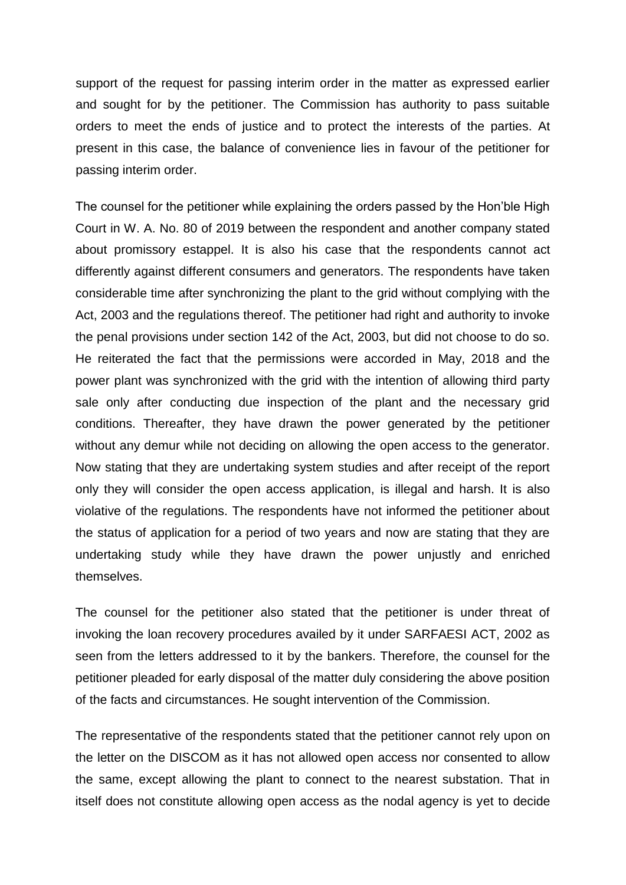support of the request for passing interim order in the matter as expressed earlier and sought for by the petitioner. The Commission has authority to pass suitable orders to meet the ends of justice and to protect the interests of the parties. At present in this case, the balance of convenience lies in favour of the petitioner for passing interim order.

The counsel for the petitioner while explaining the orders passed by the Hon'ble High Court in W. A. No. 80 of 2019 between the respondent and another company stated about promissory estappel. It is also his case that the respondents cannot act differently against different consumers and generators. The respondents have taken considerable time after synchronizing the plant to the grid without complying with the Act, 2003 and the regulations thereof. The petitioner had right and authority to invoke the penal provisions under section 142 of the Act, 2003, but did not choose to do so. He reiterated the fact that the permissions were accorded in May, 2018 and the power plant was synchronized with the grid with the intention of allowing third party sale only after conducting due inspection of the plant and the necessary grid conditions. Thereafter, they have drawn the power generated by the petitioner without any demur while not deciding on allowing the open access to the generator. Now stating that they are undertaking system studies and after receipt of the report only they will consider the open access application, is illegal and harsh. It is also violative of the regulations. The respondents have not informed the petitioner about the status of application for a period of two years and now are stating that they are undertaking study while they have drawn the power unjustly and enriched themselves.

The counsel for the petitioner also stated that the petitioner is under threat of invoking the loan recovery procedures availed by it under SARFAESI ACT, 2002 as seen from the letters addressed to it by the bankers. Therefore, the counsel for the petitioner pleaded for early disposal of the matter duly considering the above position of the facts and circumstances. He sought intervention of the Commission.

The representative of the respondents stated that the petitioner cannot rely upon on the letter on the DISCOM as it has not allowed open access nor consented to allow the same, except allowing the plant to connect to the nearest substation. That in itself does not constitute allowing open access as the nodal agency is yet to decide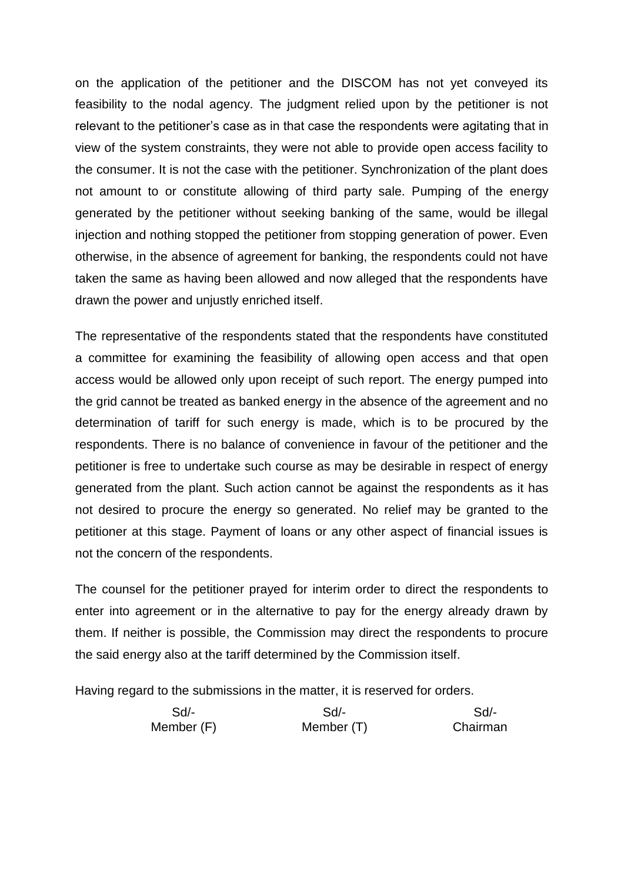on the application of the petitioner and the DISCOM has not yet conveyed its feasibility to the nodal agency. The judgment relied upon by the petitioner is not relevant to the petitioner's case as in that case the respondents were agitating that in view of the system constraints, they were not able to provide open access facility to the consumer. It is not the case with the petitioner. Synchronization of the plant does not amount to or constitute allowing of third party sale. Pumping of the energy generated by the petitioner without seeking banking of the same, would be illegal injection and nothing stopped the petitioner from stopping generation of power. Even otherwise, in the absence of agreement for banking, the respondents could not have taken the same as having been allowed and now alleged that the respondents have drawn the power and unjustly enriched itself.

The representative of the respondents stated that the respondents have constituted a committee for examining the feasibility of allowing open access and that open access would be allowed only upon receipt of such report. The energy pumped into the grid cannot be treated as banked energy in the absence of the agreement and no determination of tariff for such energy is made, which is to be procured by the respondents. There is no balance of convenience in favour of the petitioner and the petitioner is free to undertake such course as may be desirable in respect of energy generated from the plant. Such action cannot be against the respondents as it has not desired to procure the energy so generated. No relief may be granted to the petitioner at this stage. Payment of loans or any other aspect of financial issues is not the concern of the respondents.

The counsel for the petitioner prayed for interim order to direct the respondents to enter into agreement or in the alternative to pay for the energy already drawn by them. If neither is possible, the Commission may direct the respondents to procure the said energy also at the tariff determined by the Commission itself.

Having regard to the submissions in the matter, it is reserved for orders.

| | | |
|---|---|---|
| Sd/- | Sd/- | Sd/- |
| Member (F) | Member (T) | Chairman |